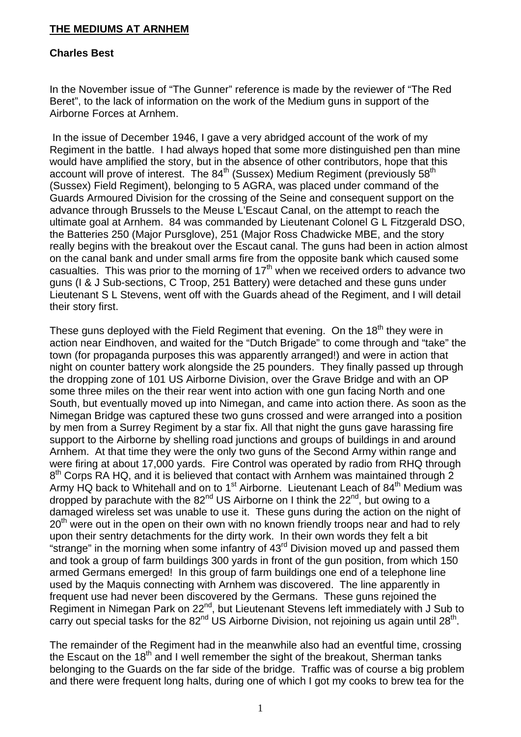# THE MEDIUMS AT ARNHEM

**Charles Best**

In the November issue of "The Gunner" reference is made by the reviewer of "The Red Beret", to the lack of information on the work of the Medium guns in support of the Airborne Forces at Arnhem.

In the issue of December 1946, I gave a very abridged account of the work of my Regiment in the battle. I had always hoped that some more distinguished pen than mine would have amplified the story, but in the absence of other contributors, hope that this account will prove of interest. The 84th (Sussex) Medium Regiment (previously 58th (Sussex) Field Regiment), belonging to 5 AGRA, was placed under command of the Guards Armoured Division for the crossing of the Seine and consequent support on the advance through Brussels to the Meuse L'Escaut Canal, on the attempt to reach the ultimate goal at Arnhem. 84 was commanded by Lieutenant Colonel G L Fitzgerald DSO, the Batteries 250 (Major Pursglove), 251 (Major Ross Chadwicke MBE, and the story really begins with the breakout over the Escaut canal. The guns had been in action almost on the canal bank and under small arms fire from the opposite bank which caused some casualties. This was prior to the morning of 17th when we received orders to advance two guns (I & J Sub-sections, C Troop, 251 Battery) were detached and these guns under Lieutenant S L Stevens, went off with the Guards ahead of the Regiment, and I will detail their story first.

These guns deployed with the Field Regiment that evening. On the 18th they were in action near Eindhoven, and waited for the "Dutch Brigade" to come through and "take" the town (for propaganda purposes this was apparently arranged!) and were in action that night on counter battery work alongside the 25 pounders. They finally passed up through the dropping zone of 101 US Airborne Division, over the Grave Bridge and with an OP some three miles on the their rear went into action with one gun facing North and one South, but eventually moved up into Nimegan, and came into action there. As soon as the Nimegan Bridge was captured these two guns crossed and were arranged into a position by men from a Surrey Regiment by a star fix. All that night the guns gave harassing fire support to the Airborne by shelling road junctions and groups of buildings in and around Arnhem. At that time they were the only two guns of the Second Army within range and were firing at about 17,000 yards. Fire Control was operated by radio from RHQ through 8th Corps RA HQ, and it is believed that contact with Arnhem was maintained through 2 Army HQ back to Whitehall and on to 1st Airborne. Lieutenant Leach of 84th Medium was dropped by parachute with the 82nd US Airborne on I think the 22nd, but owing to a damaged wireless set was unable to use it. These guns during the action on the night of 20th were out in the open on their own with no known friendly troops near and had to rely upon their sentry detachments for the dirty work. In their own words they felt a bit "strange" in the morning when some infantry of 43rd Division moved up and passed them and took a group of farm buildings 300 yards in front of the gun position, from which 150 armed Germans emerged! In this group of farm buildings one end of a telephone line used by the Maquis connecting with Arnhem was discovered. The line apparently in frequent use had never been discovered by the Germans. These guns rejoined the Regiment in Nimegan Park on 22nd, but Lieutenant Stevens left immediately with J Sub to carry out special tasks for the 82nd US Airborne Division, not rejoining us again until 28th.

The remainder of the Regiment had in the meanwhile also had an eventful time, crossing the Escaut on the 18th and I well remember the sight of the breakout, Sherman tanks belonging to the Guards on the far side of the bridge. Traffic was of course a big problem and there were frequent long halts, during one of which I got my cooks to brew tea for the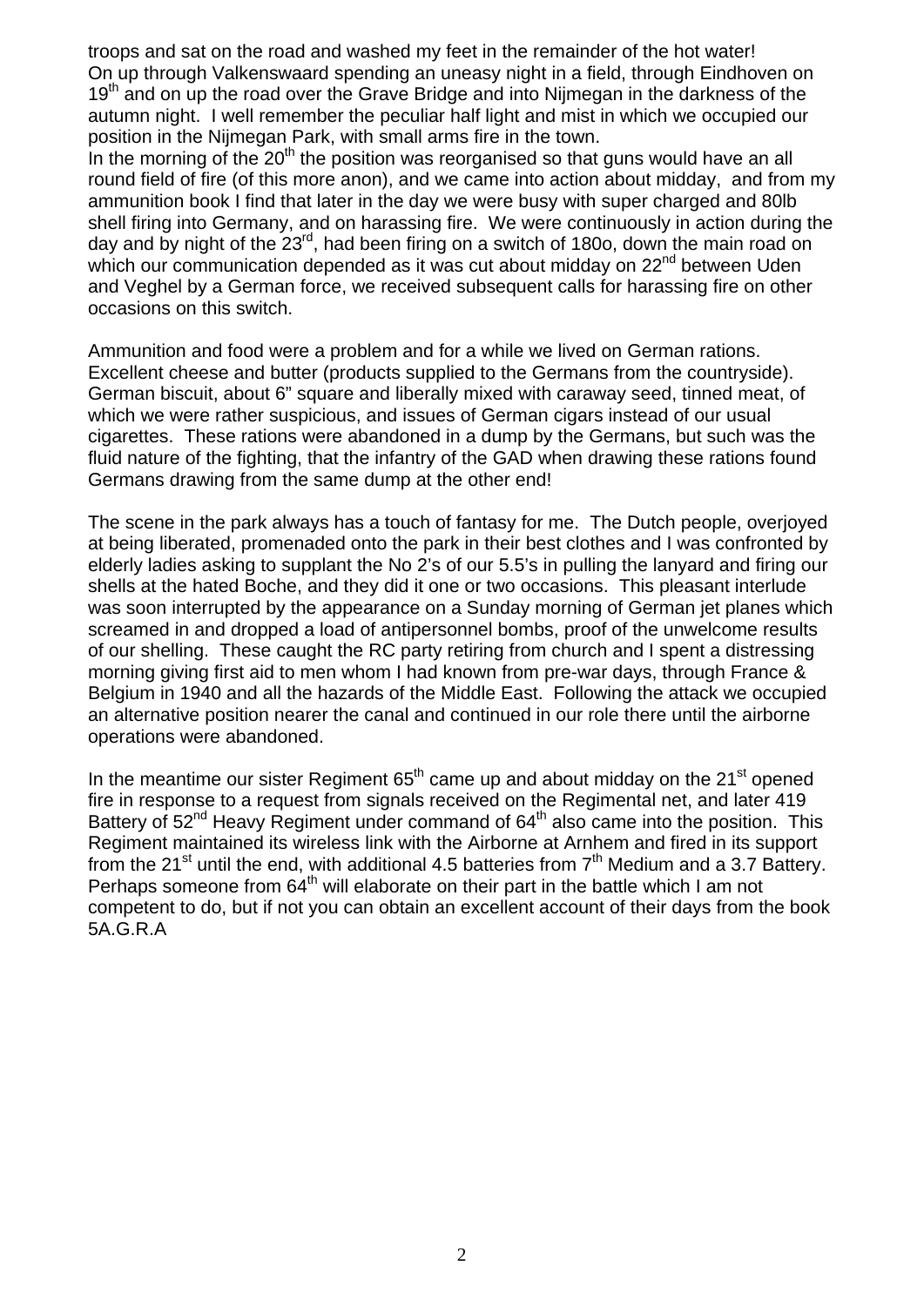troops and sat on the road and washed my feet in the remainder of the hot water! On up through Valkenswaard spending an uneasy night in a field, through Eindhoven on 19th and on up the road over the Grave Bridge and into Nijmegan in the darkness of the autumn night. I well remember the peculiar half light and mist in which we occupied our position in the Nijmegan Park, with small arms fire in the town.

In the morning of the 20th the position was reorganised so that guns would have an all round field of fire (of this more anon), and we came into action about midday, and from my ammunition book I find that later in the day we were busy with super charged and 80lb shell firing into Germany, and on harassing fire. We were continuously in action during the day and by night of the 23rd, had been firing on a switch of 180o, down the main road on which our communication depended as it was cut about midday on 22nd between Uden and Veghel by a German force, we received subsequent calls for harassing fire on other occasions on this switch.

Ammunition and food were a problem and for a while we lived on German rations. Excellent cheese and butter (products supplied to the Germans from the countryside). German biscuit, about 6" square and liberally mixed with caraway seed, tinned meat, of which we were rather suspicious, and issues of German cigars instead of our usual cigarettes. These rations were abandoned in a dump by the Germans, but such was the fluid nature of the fighting, that the infantry of the GAD when drawing these rations found Germans drawing from the same dump at the other end!

The scene in the park always has a touch of fantasy for me. The Dutch people, overjoyed at being liberated, promenaded onto the park in their best clothes and I was confronted by elderly ladies asking to supplant the No 2's of our 5.5's in pulling the lanyard and firing our shells at the hated Boche, and they did it one or two occasions. This pleasant interlude was soon interrupted by the appearance on a Sunday morning of German jet planes which screamed in and dropped a load of antipersonnel bombs, proof of the unwelcome results of our shelling. These caught the RC party retiring from church and I spent a distressing morning giving first aid to men whom I had known from pre-war days, through France & Belgium in 1940 and all the hazards of the Middle East. Following the attack we occupied an alternative position nearer the canal and continued in our role there until the airborne operations were abandoned.

In the meantime our sister Regiment 65th came up and about midday on the 21st opened fire in response to a request from signals received on the Regimental net, and later 419 Battery of 52nd Heavy Regiment under command of 64th also came into the position. This Regiment maintained its wireless link with the Airborne at Arnhem and fired in its support from the 21st until the end, with additional 4.5 batteries from 7th Medium and a 3.7 Battery. Perhaps someone from 64th will elaborate on their part in the battle which I am not competent to do, but if not you can obtain an excellent account of their days from the book 5A.G.R.A